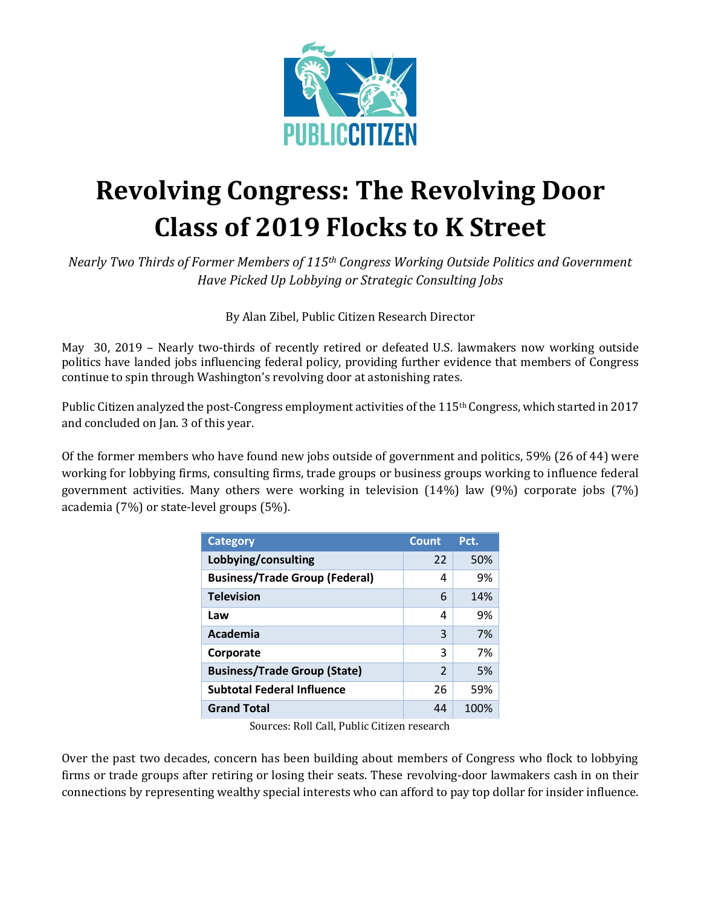# Revolving Congress: The Revolving Door Class of 2019 Flocks to K Street

*Nearly Two Thirds of Former Members of 115th Congress Working Outside Politics and Government Have Picked Up Lobbying or Strategic Consulting Jobs*

By Alan Zibel, Public Citizen Research Director

May 30, 2019 – Nearly two-thirds of recently retired or defeated U.S. lawmakers now working outside politics have landed jobs influencing federal policy, providing further evidence that members of Congress continue to spin through Washington's revolving door at astonishing rates.

Public Citizen analyzed the post-Congress employment activities of the 115th Congress, which started in 2017 and concluded on Jan. 3 of this year.

Of the former members who have found new jobs outside of government and politics, 59% (26 of 44) were working for lobbying firms, consulting firms, trade groups or business groups working to influence federal government activities. Many others were working in television (14%) law (9%) corporate jobs (7%) academia (7%) or state-level groups (5%).

| Category | Count | Pct. |
|---|---|---|
| **Lobbying/consulting** | 22 | 50% |
| **Business/Trade Group (Federal)** | 4 | 9% |
| **Television** | 6 | 14% |
| **Law** | 4 | 9% |
| **Academia** | 3 | 7% |
| **Corporate** | 3 | 7% |
| **Business/Trade Group (State)** | 2 | 5% |
| **Subtotal Federal Influence** | 26 | 59% |
| **Grand Total** | 44 | 100% |

Sources: Roll Call, Public Citizen research

Over the past two decades, concern has been building about members of Congress who flock to lobbying firms or trade groups after retiring or losing their seats. These revolving-door lawmakers cash in on their connections by representing wealthy special interests who can afford to pay top dollar for insider influence.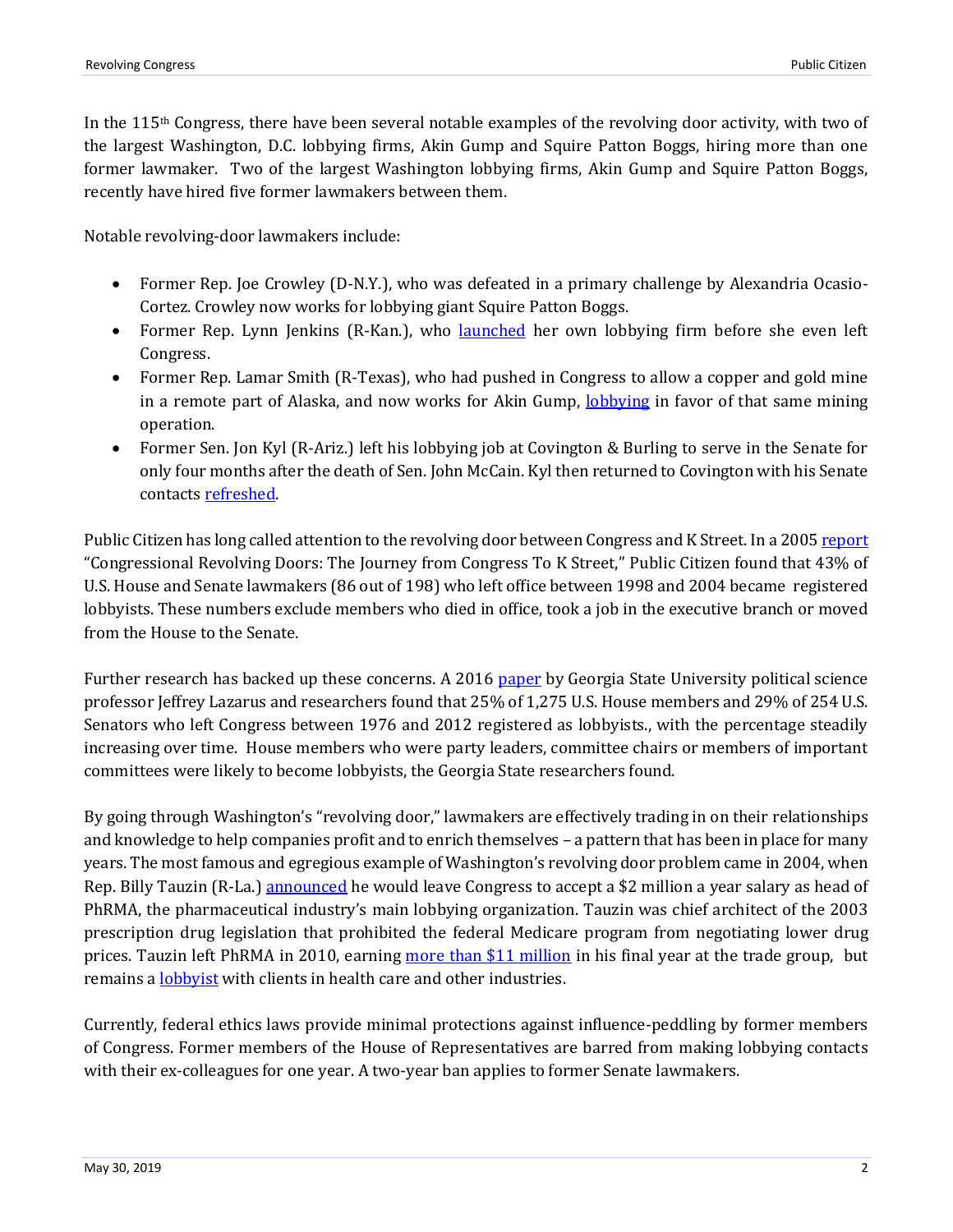In the 115th Congress, there have been several notable examples of the revolving door activity, with two of the largest Washington, D.C. lobbying firms, Akin Gump and Squire Patton Boggs, hiring more than one former lawmaker. Two of the largest Washington lobbying firms, Akin Gump and Squire Patton Boggs, recently have hired five former lawmakers between them.

Notable revolving-door lawmakers include:

- Former Rep. Joe Crowley (D-N.Y.), who was defeated in a primary challenge by Alexandria Ocasio-Cortez. Crowley now works for lobbying giant Squire Patton Boggs.
- Former Rep. Lynn Jenkins (R-Kan.), who launched her own lobbying firm before she even left Congress.
- Former Rep. Lamar Smith (R-Texas), who had pushed in Congress to allow a copper and gold mine in a remote part of Alaska, and now works for Akin Gump, lobbying in favor of that same mining operation.
- Former Sen. Jon Kyl (R-Ariz.) left his lobbying job at Covington & Burling to serve in the Senate for only four months after the death of Sen. John McCain. Kyl then returned to Covington with his Senate contacts refreshed.

Public Citizen has long called attention to the revolving door between Congress and K Street. In a 2005 report "Congressional Revolving Doors: The Journey from Congress To K Street," Public Citizen found that 43% of U.S. House and Senate lawmakers (86 out of 198) who left office between 1998 and 2004 became registered lobbyists. These numbers exclude members who died in office, took a job in the executive branch or moved from the House to the Senate.

Further research has backed up these concerns. A 2016 paper by Georgia State University political science professor Jeffrey Lazarus and researchers found that 25% of 1,275 U.S. House members and 29% of 254 U.S. Senators who left Congress between 1976 and 2012 registered as lobbyists., with the percentage steadily increasing over time. House members who were party leaders, committee chairs or members of important committees were likely to become lobbyists, the Georgia State researchers found.

By going through Washington's "revolving door," lawmakers are effectively trading in on their relationships and knowledge to help companies profit and to enrich themselves – a pattern that has been in place for many years. The most famous and egregious example of Washington's revolving door problem came in 2004, when Rep. Billy Tauzin (R-La.) announced he would leave Congress to accept a $2 million a year salary as head of PhRMA, the pharmaceutical industry's main lobbying organization. Tauzin was chief architect of the 2003 prescription drug legislation that prohibited the federal Medicare program from negotiating lower drug prices. Tauzin left PhRMA in 2010, earning more than $11 million in his final year at the trade group, but remains a lobbyist with clients in health care and other industries.

Currently, federal ethics laws provide minimal protections against influence-peddling by former members of Congress. Former members of the House of Representatives are barred from making lobbying contacts with their ex-colleagues for one year. A two-year ban applies to former Senate lawmakers.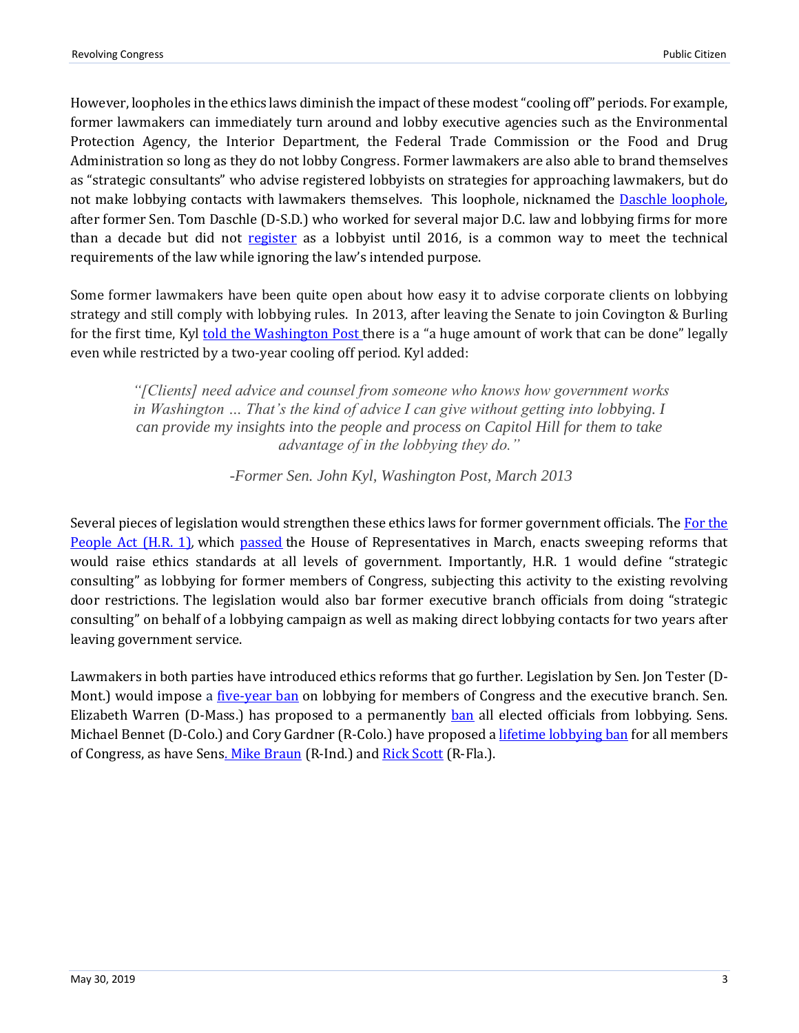However, loopholes in the ethics laws diminish the impact of these modest "cooling off" periods. For example, former lawmakers can immediately turn around and lobby executive agencies such as the Environmental Protection Agency, the Interior Department, the Federal Trade Commission or the Food and Drug Administration so long as they do not lobby Congress. Former lawmakers are also able to brand themselves as "strategic consultants" who advise registered lobbyists on strategies for approaching lawmakers, but do not make lobbying contacts with lawmakers themselves. This loophole, nicknamed the Daschle loophole, after former Sen. Tom Daschle (D-S.D.) who worked for several major D.C. law and lobbying firms for more than a decade but did not register as a lobbyist until 2016, is a common way to meet the technical requirements of the law while ignoring the law's intended purpose.

Some former lawmakers have been quite open about how easy it to advise corporate clients on lobbying strategy and still comply with lobbying rules. In 2013, after leaving the Senate to join Covington & Burling for the first time, Kyl told the Washington Post there is a "a huge amount of work that can be done" legally even while restricted by a two-year cooling off period. Kyl added:

> *"[Clients] need advice and counsel from someone who knows how government works in Washington … That's the kind of advice I can give without getting into lobbying. I can provide my insights into the people and process on Capitol Hill for them to take advantage of in the lobbying they do."*
>
> *-Former Sen. John Kyl, Washington Post, March 2013*

Several pieces of legislation would strengthen these ethics laws for former government officials. The For the People Act (H.R. 1), which passed the House of Representatives in March, enacts sweeping reforms that would raise ethics standards at all levels of government. Importantly, H.R. 1 would define "strategic consulting" as lobbying for former members of Congress, subjecting this activity to the existing revolving door restrictions. The legislation would also bar former executive branch officials from doing "strategic consulting" on behalf of a lobbying campaign as well as making direct lobbying contacts for two years after leaving government service.

Lawmakers in both parties have introduced ethics reforms that go further. Legislation by Sen. Jon Tester (D-Mont.) would impose a five-year ban on lobbying for members of Congress and the executive branch. Sen. Elizabeth Warren (D-Mass.) has proposed to a permanently ban all elected officials from lobbying. Sens. Michael Bennet (D-Colo.) and Cory Gardner (R-Colo.) have proposed a lifetime lobbying ban for all members of Congress, as have Sens. Mike Braun (R-Ind.) and Rick Scott (R-Fla.).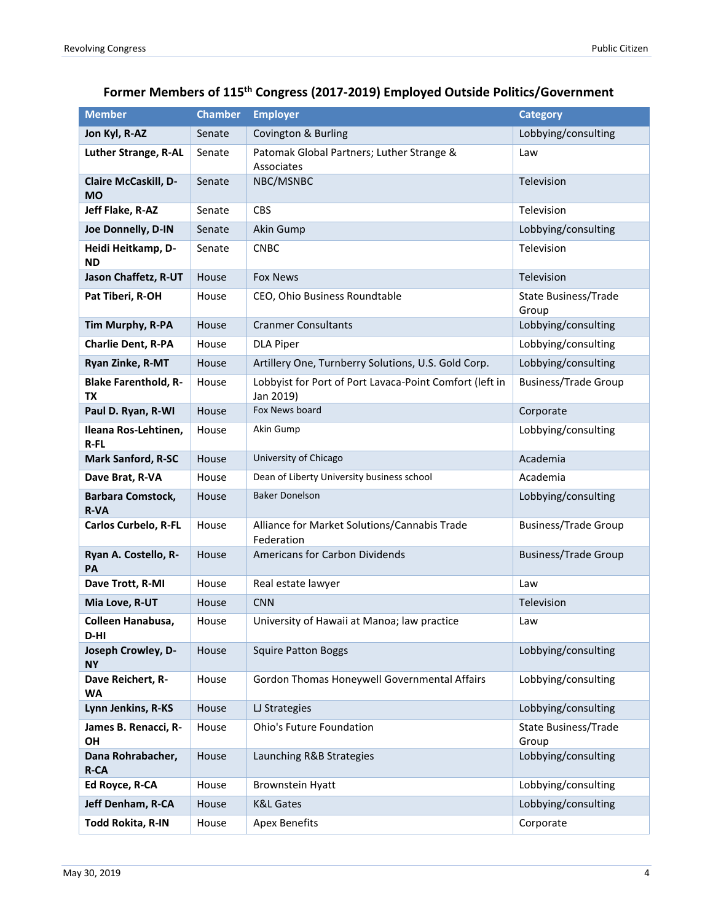## Former Members of 115th Congress (2017-2019) Employed Outside Politics/Government

| Member | Chamber | Employer | Category |
|---|---|---|---|
| **Jon Kyl, R-AZ** | Senate | Covington & Burling | Lobbying/consulting |
| **Luther Strange, R-AL** | Senate | Patomak Global Partners; Luther Strange & Associates | Law |
| **Claire McCaskill, D-MO** | Senate | NBC/MSNBC | Television |
| **Jeff Flake, R-AZ** | Senate | CBS | Television |
| **Joe Donnelly, D-IN** | Senate | Akin Gump | Lobbying/consulting |
| **Heidi Heitkamp, D-ND** | Senate | CNBC | Television |
| **Jason Chaffetz, R-UT** | House | Fox News | Television |
| **Pat Tiberi, R-OH** | House | CEO, Ohio Business Roundtable | State Business/Trade Group |
| **Tim Murphy, R-PA** | House | Cranmer Consultants | Lobbying/consulting |
| **Charlie Dent, R-PA** | House | DLA Piper | Lobbying/consulting |
| **Ryan Zinke, R-MT** | House | Artillery One, Turnberry Solutions, U.S. Gold Corp. | Lobbying/consulting |
| **Blake Farenthold, R-TX** | House | Lobbyist for Port of Port Lavaca-Point Comfort (left in Jan 2019) | Business/Trade Group |
| **Paul D. Ryan, R-WI** | House | Fox News board | Corporate |
| **Ileana Ros-Lehtinen, R-FL** | House | Akin Gump | Lobbying/consulting |
| **Mark Sanford, R-SC** | House | University of Chicago | Academia |
| **Dave Brat, R-VA** | House | Dean of Liberty University business school | Academia |
| **Barbara Comstock, R-VA** | House | Baker Donelson | Lobbying/consulting |
| **Carlos Curbelo, R-FL** | House | Alliance for Market Solutions/Cannabis Trade Federation | Business/Trade Group |
| **Ryan A. Costello, R-PA** | House | Americans for Carbon Dividends | Business/Trade Group |
| **Dave Trott, R-MI** | House | Real estate lawyer | Law |
| **Mia Love, R-UT** | House | CNN | Television |
| **Colleen Hanabusa, D-HI** | House | University of Hawaii at Manoa; law practice | Law |
| **Joseph Crowley, D-NY** | House | Squire Patton Boggs | Lobbying/consulting |
| **Dave Reichert, R-WA** | House | Gordon Thomas Honeywell Governmental Affairs | Lobbying/consulting |
| **Lynn Jenkins, R-KS** | House | LJ Strategies | Lobbying/consulting |
| **James B. Renacci, R-OH** | House | Ohio's Future Foundation | State Business/Trade Group |
| **Dana Rohrabacher, R-CA** | House | Launching R&B Strategies | Lobbying/consulting |
| **Ed Royce, R-CA** | House | Brownstein Hyatt | Lobbying/consulting |
| **Jeff Denham, R-CA** | House | K&L Gates | Lobbying/consulting |
| **Todd Rokita, R-IN** | House | Apex Benefits | Corporate |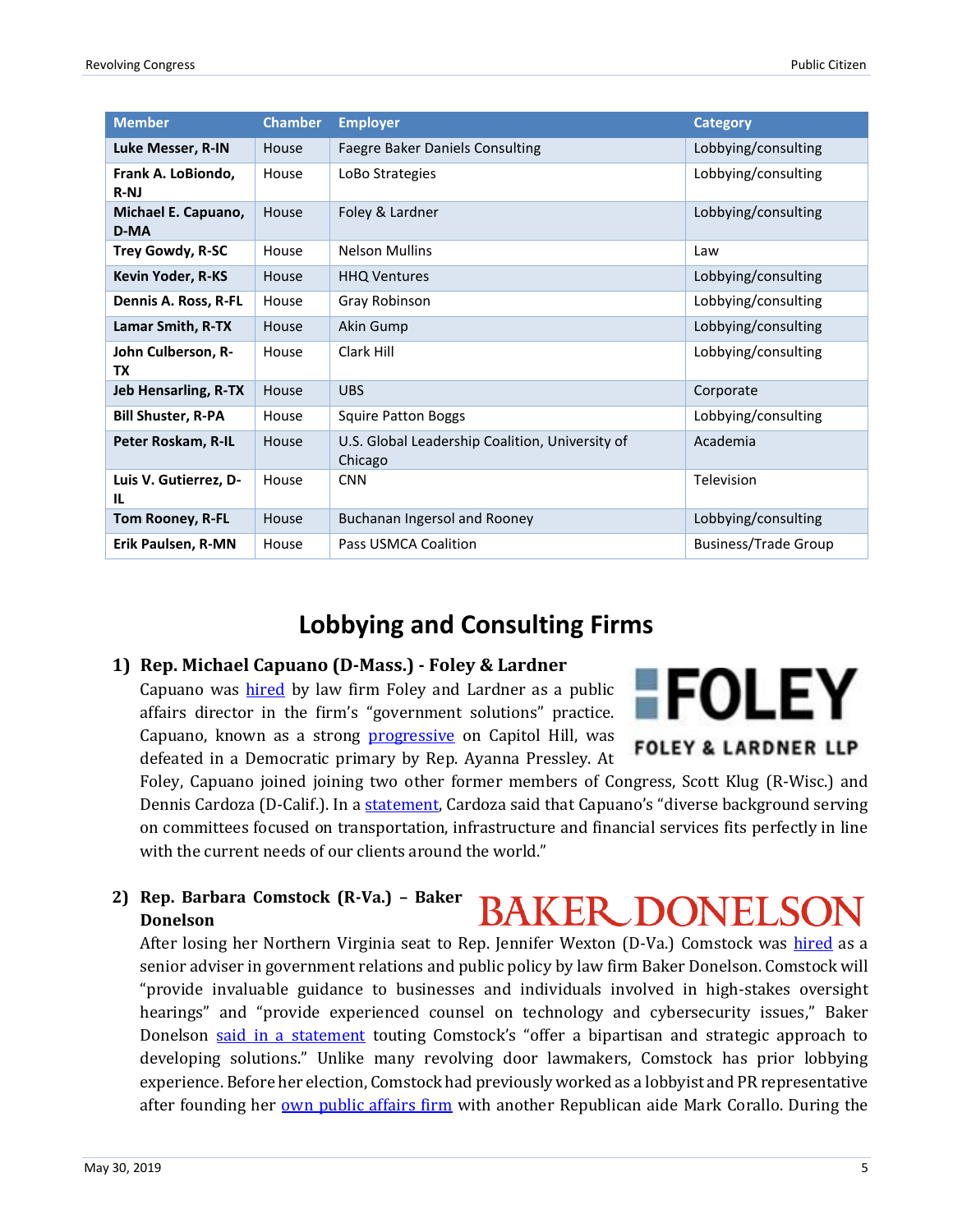| Member | Chamber | Employer | Category |
|---|---|---|---|
| **Luke Messer, R-IN** | House | Faegre Baker Daniels Consulting | Lobbying/consulting |
| **Frank A. LoBiondo, R-NJ** | House | LoBo Strategies | Lobbying/consulting |
| **Michael E. Capuano, D-MA** | House | Foley & Lardner | Lobbying/consulting |
| **Trey Gowdy, R-SC** | House | Nelson Mullins | Law |
| **Kevin Yoder, R-KS** | House | HHQ Ventures | Lobbying/consulting |
| **Dennis A. Ross, R-FL** | House | Gray Robinson | Lobbying/consulting |
| **Lamar Smith, R-TX** | House | Akin Gump | Lobbying/consulting |
| **John Culberson, R-TX** | House | Clark Hill | Lobbying/consulting |
| **Jeb Hensarling, R-TX** | House | UBS | Corporate |
| **Bill Shuster, R-PA** | House | Squire Patton Boggs | Lobbying/consulting |
| **Peter Roskam, R-IL** | House | U.S. Global Leadership Coalition, University of Chicago | Academia |
| **Luis V. Gutierrez, D-IL** | House | CNN | Television |
| **Tom Rooney, R-FL** | House | Buchanan Ingersol and Rooney | Lobbying/consulting |
| **Erik Paulsen, R-MN** | House | Pass USMCA Coalition | Business/Trade Group |

## Lobbying and Consulting Firms

### 1) Rep. Michael Capuano (D-Mass.) - Foley & Lardner

FOLEY

FOLEY & LARDNER LLP

Capuano was hired by law firm Foley and Lardner as a public affairs director in the firm's "government solutions" practice. Capuano, known as a strong progressive on Capitol Hill, was defeated in a Democratic primary by Rep. Ayanna Pressley. At Foley, Capuano joined joining two other former members of Congress, Scott Klug (R-Wisc.) and Dennis Cardoza (D-Calif.). In a statement, Cardoza said that Capuano's "diverse background serving on committees focused on transportation, infrastructure and financial services fits perfectly in line with the current needs of our clients around the world."

### 2) Rep. Barbara Comstock (R-Va.) – Baker Donelson

BAKER DONELSON

After losing her Northern Virginia seat to Rep. Jennifer Wexton (D-Va.) Comstock was hired as a senior adviser in government relations and public policy by law firm Baker Donelson. Comstock will "provide invaluable guidance to businesses and individuals involved in high-stakes oversight hearings" and "provide experienced counsel on technology and cybersecurity issues," Baker Donelson said in a statement touting Comstock's "offer a bipartisan and strategic approach to developing solutions." Unlike many revolving door lawmakers, Comstock has prior lobbying experience. Before her election, Comstock had previously worked as a lobbyist and PR representative after founding her own public affairs firm with another Republican aide Mark Corallo. During the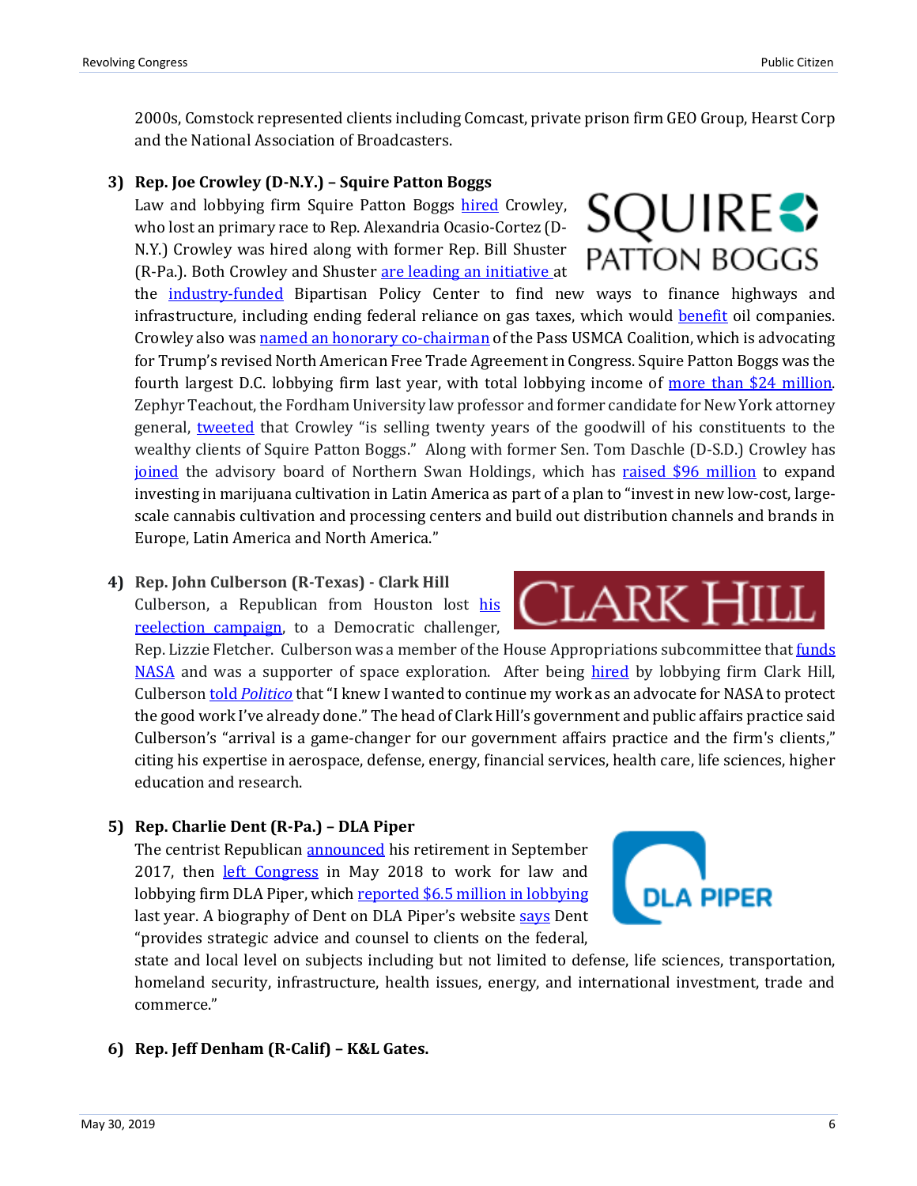2000s, Comstock represented clients including Comcast, private prison firm GEO Group, Hearst Corp and the National Association of Broadcasters.

3) **Rep. Joe Crowley (D-N.Y.) – Squire Patton Boggs**

Law and lobbying firm Squire Patton Boggs hired Crowley, who lost an primary race to Rep. Alexandria Ocasio-Cortez (D-N.Y.) Crowley was hired along with former Rep. Bill Shuster (R-Pa.). Both Crowley and Shuster are leading an initiative at the industry-funded Bipartisan Policy Center to find new ways to finance highways and infrastructure, including ending federal reliance on gas taxes, which would benefit oil companies. Crowley also was named an honorary co-chairman of the Pass USMCA Coalition, which is advocating for Trump's revised North American Free Trade Agreement in Congress. Squire Patton Boggs was the fourth largest D.C. lobbying firm last year, with total lobbying income of more than $24 million. Zephyr Teachout, the Fordham University law professor and former candidate for New York attorney general, tweeted that Crowley "is selling twenty years of the goodwill of his constituents to the wealthy clients of Squire Patton Boggs." Along with former Sen. Tom Daschle (D-S.D.) Crowley has joined the advisory board of Northern Swan Holdings, which has raised $96 million to expand investing in marijuana cultivation in Latin America as part of a plan to "invest in new low-cost, large-scale cannabis cultivation and processing centers and build out distribution channels and brands in Europe, Latin America and North America."

4) **Rep. John Culberson (R-Texas) - Clark Hill**

Culberson, a Republican from Houston lost his reelection campaign, to a Democratic challenger, Rep. Lizzie Fletcher. Culberson was a member of the House Appropriations subcommittee that funds NASA and was a supporter of space exploration. After being hired by lobbying firm Clark Hill, Culberson told *Politico* that "I knew I wanted to continue my work as an advocate for NASA to protect the good work I've already done." The head of Clark Hill's government and public affairs practice said Culberson's "arrival is a game-changer for our government affairs practice and the firm's clients," citing his expertise in aerospace, defense, energy, financial services, health care, life sciences, higher education and research.

5) **Rep. Charlie Dent (R-Pa.) – DLA Piper**

The centrist Republican announced his retirement in September 2017, then left Congress in May 2018 to work for law and lobbying firm DLA Piper, which reported $6.5 million in lobbying last year. A biography of Dent on DLA Piper's website says Dent "provides strategic advice and counsel to clients on the federal, state and local level on subjects including but not limited to defense, life sciences, transportation, homeland security, infrastructure, health issues, energy, and international investment, trade and commerce."

6) **Rep. Jeff Denham (R-Calif) – K&L Gates.**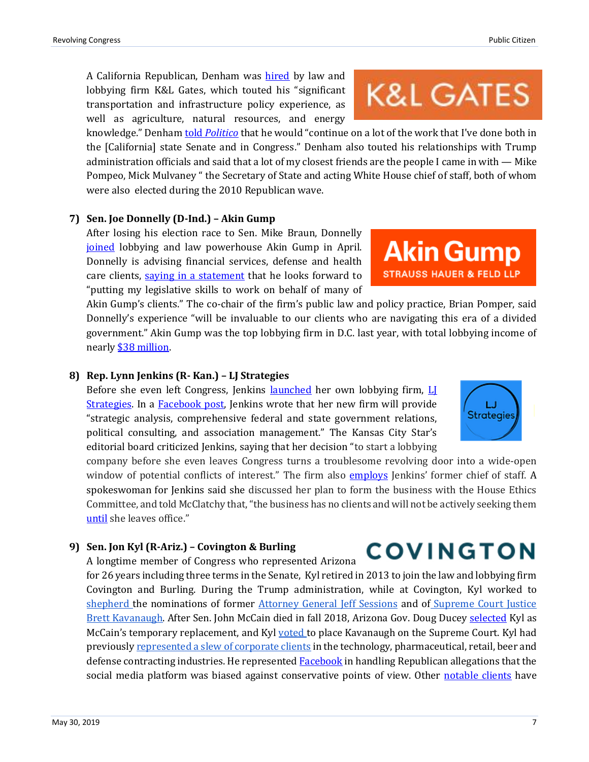A California Republican, Denham was hired by law and lobbying firm K&L Gates, which touted his "significant transportation and infrastructure policy experience, as well as agriculture, natural resources, and energy knowledge." Denham told *Politico* that he would "continue on a lot of the work that I've done both in the [California] state Senate and in Congress." Denham also touted his relationships with Trump administration officials and said that a lot of my closest friends are the people I came in with — Mike Pompeo, Mick Mulvaney " the Secretary of State and acting White House chief of staff, both of whom were also elected during the 2010 Republican wave.

7) **Sen. Joe Donnelly (D-Ind.) – Akin Gump**

After losing his election race to Sen. Mike Braun, Donnelly joined lobbying and law powerhouse Akin Gump in April. Donnelly is advising financial services, defense and health care clients, saying in a statement that he looks forward to "putting my legislative skills to work on behalf of many of Akin Gump's clients." The co-chair of the firm's public law and policy practice, Brian Pomper, said Donnelly's experience "will be invaluable to our clients who are navigating this era of a divided government." Akin Gump was the top lobbying firm in D.C. last year, with total lobbying income of nearly $38 million.

8) **Rep. Lynn Jenkins (R- Kan.) – LJ Strategies**

Before she even left Congress, Jenkins launched her own lobbying firm, LJ Strategies. In a Facebook post, Jenkins wrote that her new firm will provide "strategic analysis, comprehensive federal and state government relations, political consulting, and association management." The Kansas City Star's editorial board criticized Jenkins, saying that her decision "to start a lobbying company before she even leaves Congress turns a troublesome revolving door into a wide-open window of potential conflicts of interest." The firm also employs Jenkins' former chief of staff. A spokeswoman for Jenkins said she discussed her plan to form the business with the House Ethics Committee, and told McClatchy that, "the business has no clients and will not be actively seeking them until she leaves office."

9) **Sen. Jon Kyl (R-Ariz.) – Covington & Burling**

A longtime member of Congress who represented Arizona for 26 years including three terms in the Senate, Kyl retired in 2013 to join the law and lobbying firm Covington and Burling. During the Trump administration, while at Covington, Kyl worked to shepherd the nominations of former Attorney General Jeff Sessions and of Supreme Court Justice Brett Kavanaugh. After Sen. John McCain died in fall 2018, Arizona Gov. Doug Ducey selected Kyl as McCain's temporary replacement, and Kyl voted to place Kavanaugh on the Supreme Court. Kyl had previously represented a slew of corporate clients in the technology, pharmaceutical, retail, beer and defense contracting industries. He represented Facebook in handling Republican allegations that the social media platform was biased against conservative points of view. Other notable clients have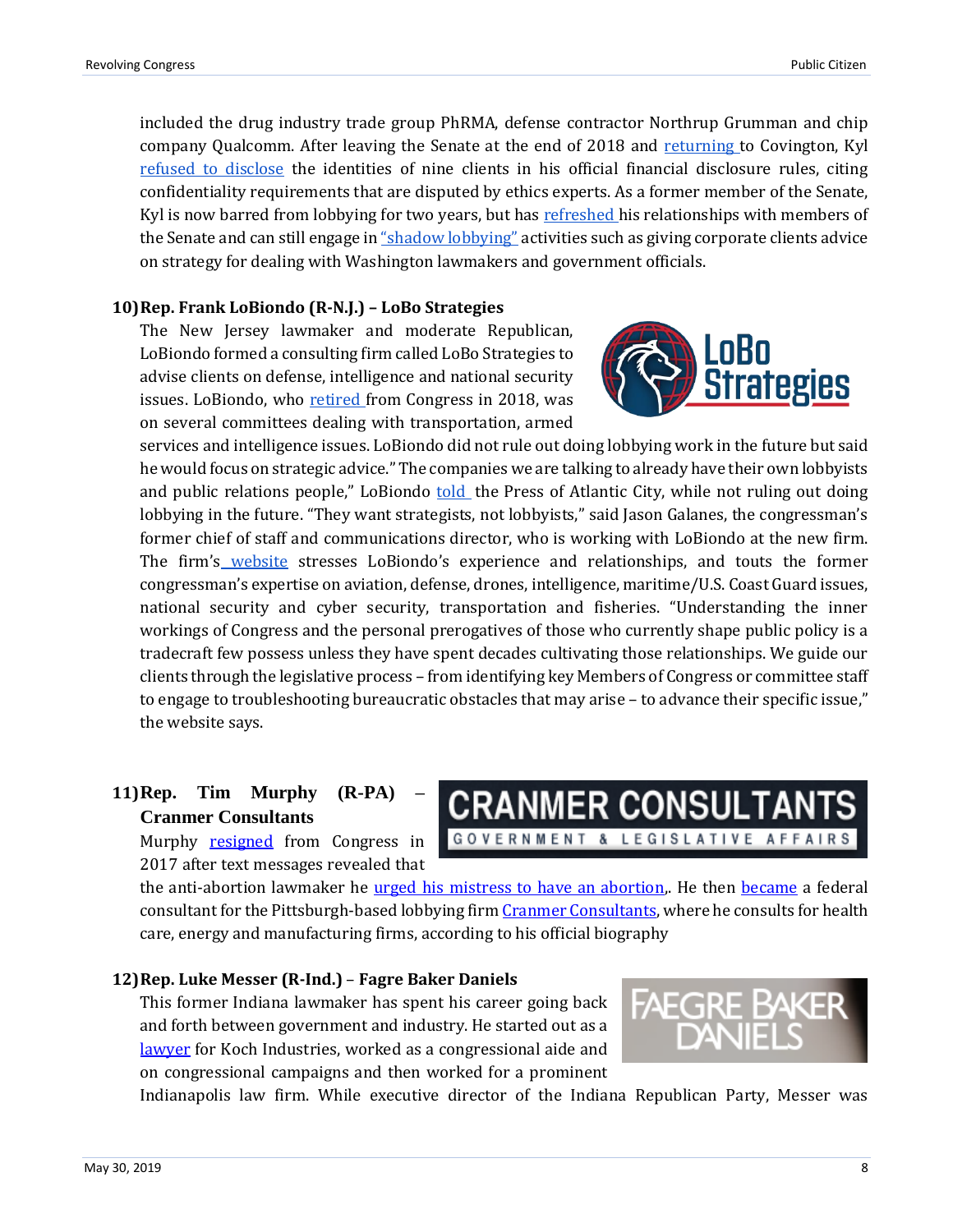included the drug industry trade group PhRMA, defense contractor Northrup Grumman and chip company Qualcomm. After leaving the Senate at the end of 2018 and returning to Covington, Kyl refused to disclose the identities of nine clients in his official financial disclosure rules, citing confidentiality requirements that are disputed by ethics experts. As a former member of the Senate, Kyl is now barred from lobbying for two years, but has refreshed his relationships with members of the Senate and can still engage in "shadow lobbying" activities such as giving corporate clients advice on strategy for dealing with Washington lawmakers and government officials.

**10) Rep. Frank LoBiondo (R-N.J.) – LoBo Strategies**

The New Jersey lawmaker and moderate Republican, LoBiondo formed a consulting firm called LoBo Strategies to advise clients on defense, intelligence and national security issues. LoBiondo, who retired from Congress in 2018, was on several committees dealing with transportation, armed services and intelligence issues. LoBiondo did not rule out doing lobbying work in the future but said he would focus on strategic advice." The companies we are talking to already have their own lobbyists and public relations people," LoBiondo told the Press of Atlantic City, while not ruling out doing lobbying in the future. "They want strategists, not lobbyists," said Jason Galanes, the congressman's former chief of staff and communications director, who is working with LoBiondo at the new firm. The firm's website stresses LoBiondo's experience and relationships, and touts the former congressman's expertise on aviation, defense, drones, intelligence, maritime/U.S. Coast Guard issues, national security and cyber security, transportation and fisheries. "Understanding the inner workings of Congress and the personal prerogatives of those who currently shape public policy is a tradecraft few possess unless they have spent decades cultivating those relationships. We guide our clients through the legislative process – from identifying key Members of Congress or committee staff to engage to troubleshooting bureaucratic obstacles that may arise – to advance their specific issue," the website says.

**11) Rep. Tim Murphy (R-PA) – Cranmer Consultants**

Murphy resigned from Congress in 2017 after text messages revealed that the anti-abortion lawmaker he urged his mistress to have an abortion,. He then became a federal consultant for the Pittsburgh-based lobbying firm Cranmer Consultants, where he consults for health care, energy and manufacturing firms, according to his official biography

**12) Rep. Luke Messer (R-Ind.) – Fagre Baker Daniels**

This former Indiana lawmaker has spent his career going back and forth between government and industry. He started out as a lawyer for Koch Industries, worked as a congressional aide and on congressional campaigns and then worked for a prominent Indianapolis law firm. While executive director of the Indiana Republican Party, Messer was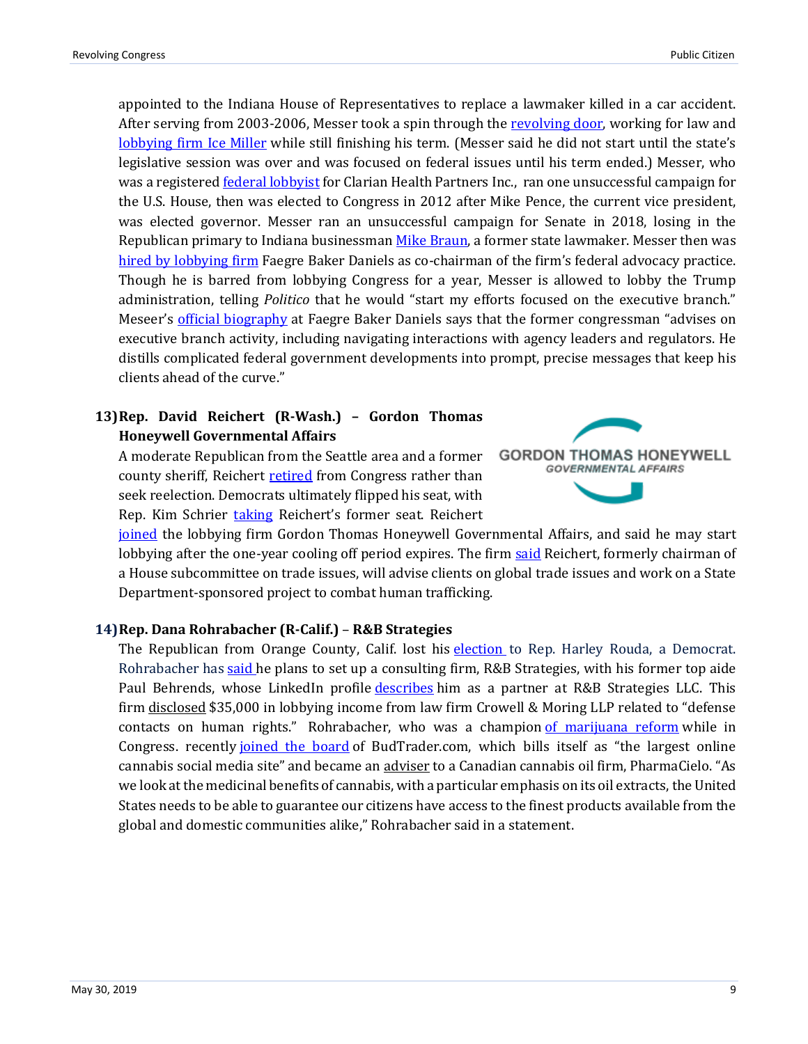appointed to the Indiana House of Representatives to replace a lawmaker killed in a car accident. After serving from 2003-2006, Messer took a spin through the revolving door, working for law and lobbying firm Ice Miller while still finishing his term. (Messer said he did not start until the state's legislative session was over and was focused on federal issues until his term ended.) Messer, who was a registered federal lobbyist for Clarian Health Partners Inc., ran one unsuccessful campaign for the U.S. House, then was elected to Congress in 2012 after Mike Pence, the current vice president, was elected governor. Messer ran an unsuccessful campaign for Senate in 2018, losing in the Republican primary to Indiana businessman Mike Braun, a former state lawmaker. Messer then was hired by lobbying firm Faegre Baker Daniels as co-chairman of the firm's federal advocacy practice. Though he is barred from lobbying Congress for a year, Messer is allowed to lobby the Trump administration, telling *Politico* that he would "start my efforts focused on the executive branch." Meseer's official biography at Faegre Baker Daniels says that the former congressman "advises on executive branch activity, including navigating interactions with agency leaders and regulators. He distills complicated federal government developments into prompt, precise messages that keep his clients ahead of the curve."

### 13) Rep. David Reichert (R-Wash.) – Gordon Thomas Honeywell Governmental Affairs

A moderate Republican from the Seattle area and a former county sheriff, Reichert retired from Congress rather than seek reelection. Democrats ultimately flipped his seat, with Rep. Kim Schrier taking Reichert's former seat. Reichert joined the lobbying firm Gordon Thomas Honeywell Governmental Affairs, and said he may start lobbying after the one-year cooling off period expires. The firm said Reichert, formerly chairman of a House subcommittee on trade issues, will advise clients on global trade issues and work on a State Department-sponsored project to combat human trafficking.

### 14) Rep. Dana Rohrabacher (R-Calif.) – R&B Strategies

The Republican from Orange County, Calif. lost his election to Rep. Harley Rouda, a Democrat. Rohrabacher has said he plans to set up a consulting firm, R&B Strategies, with his former top aide Paul Behrends, whose LinkedIn profile describes him as a partner at R&B Strategies LLC. This firm disclosed $35,000 in lobbying income from law firm Crowell & Moring LLP related to "defense contacts on human rights." Rohrabacher, who was a champion of marijuana reform while in Congress. recently joined the board of BudTrader.com, which bills itself as "the largest online cannabis social media site" and became an adviser to a Canadian cannabis oil firm, PharmaCielo. "As we look at the medicinal benefits of cannabis, with a particular emphasis on its oil extracts, the United States needs to be able to guarantee our citizens have access to the finest products available from the global and domestic communities alike," Rohrabacher said in a statement.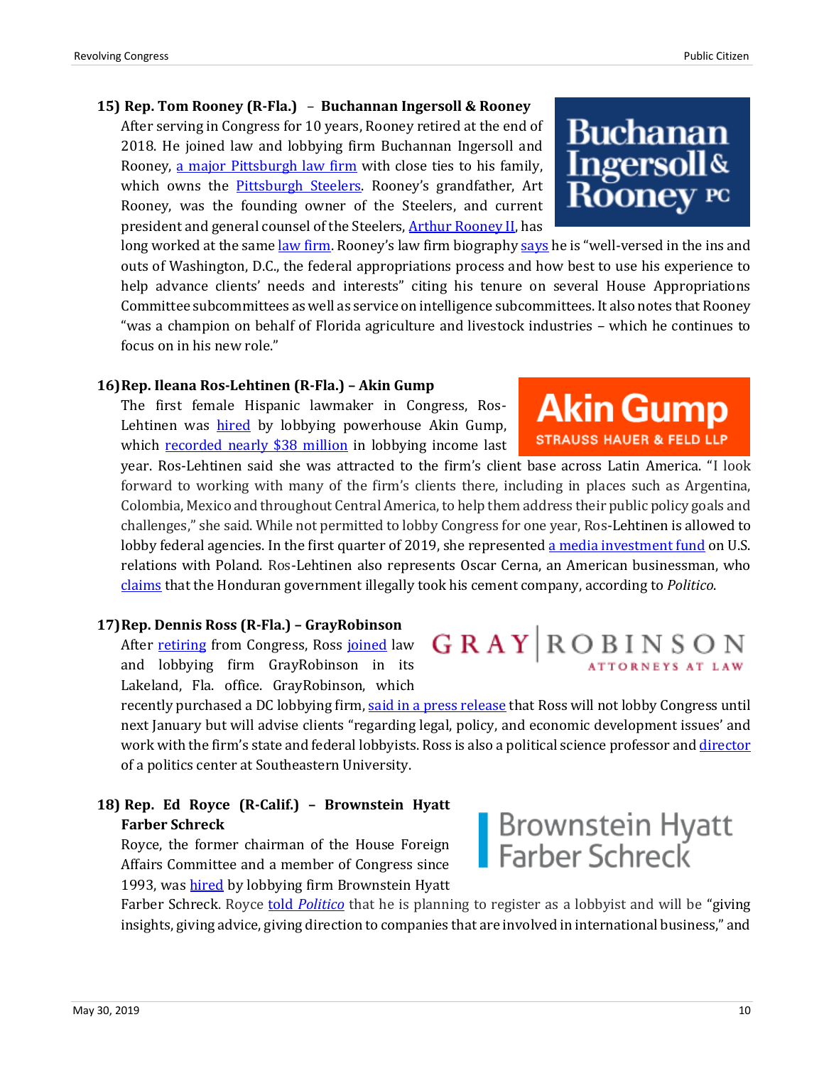**15) Rep. Tom Rooney (R-Fla.) – Buchannan Ingersoll & Rooney**

After serving in Congress for 10 years, Rooney retired at the end of 2018. He joined law and lobbying firm Buchannan Ingersoll and Rooney, a major Pittsburgh law firm with close ties to his family, which owns the Pittsburgh Steelers. Rooney's grandfather, Art Rooney, was the founding owner of the Steelers, and current president and general counsel of the Steelers, Arthur Rooney II, has long worked at the same law firm. Rooney's law firm biography says he is "well-versed in the ins and outs of Washington, D.C., the federal appropriations process and how best to use his experience to help advance clients' needs and interests" citing his tenure on several House Appropriations Committee subcommittees as well as service on intelligence subcommittees. It also notes that Rooney "was a champion on behalf of Florida agriculture and livestock industries – which he continues to focus on in his new role."

**16) Rep. Ileana Ros-Lehtinen (R-Fla.) – Akin Gump**

The first female Hispanic lawmaker in Congress, Ros-Lehtinen was hired by lobbying powerhouse Akin Gump, which recorded nearly $38 million in lobbying income last year. Ros-Lehtinen said she was attracted to the firm's client base across Latin America. "I look forward to working with many of the firm's clients there, including in places such as Argentina, Colombia, Mexico and throughout Central America, to help them address their public policy goals and challenges," she said. While not permitted to lobby Congress for one year, Ros-Lehtinen is allowed to lobby federal agencies. In the first quarter of 2019, she represented a media investment fund on U.S. relations with Poland. Ros-Lehtinen also represents Oscar Cerna, an American businessman, who claims that the Honduran government illegally took his cement company, according to *Politico*.

**17) Rep. Dennis Ross (R-Fla.) – GrayRobinson**

After retiring from Congress, Ross joined law and lobbying firm GrayRobinson in its Lakeland, Fla. office. GrayRobinson, which recently purchased a DC lobbying firm, said in a press release that Ross will not lobby Congress until next January but will advise clients "regarding legal, policy, and economic development issues' and work with the firm's state and federal lobbyists. Ross is also a political science professor and director of a politics center at Southeastern University.

**18) Rep. Ed Royce (R-Calif.) – Brownstein Hyatt Farber Schreck**

Royce, the former chairman of the House Foreign Affairs Committee and a member of Congress since 1993, was hired by lobbying firm Brownstein Hyatt Farber Schreck. Royce told *Politico* that he is planning to register as a lobbyist and will be "giving insights, giving advice, giving direction to companies that are involved in international business," and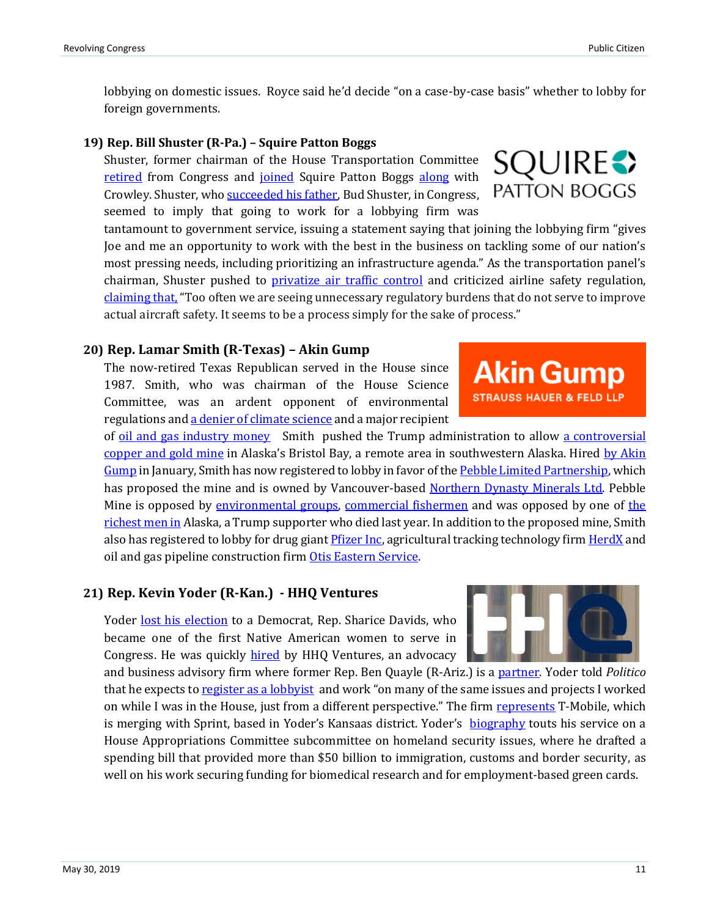lobbying on domestic issues. Royce said he'd decide "on a case-by-case basis" whether to lobby for foreign governments.

### 19) Rep. Bill Shuster (R-Pa.) – Squire Patton Boggs

Shuster, former chairman of the House Transportation Committee retired from Congress and joined Squire Patton Boggs along with Crowley. Shuster, who succeeded his father, Bud Shuster, in Congress, seemed to imply that going to work for a lobbying firm was tantamount to government service, issuing a statement saying that joining the lobbying firm "gives Joe and me an opportunity to work with the best in the business on tackling some of our nation's most pressing needs, including prioritizing an infrastructure agenda." As the transportation panel's chairman, Shuster pushed to privatize air traffic control and criticized airline safety regulation, claiming that, "Too often we are seeing unnecessary regulatory burdens that do not serve to improve actual aircraft safety. It seems to be a process simply for the sake of process."

### 20) Rep. Lamar Smith (R-Texas) – Akin Gump

The now-retired Texas Republican served in the House since 1987. Smith, who was chairman of the House Science Committee, was an ardent opponent of environmental regulations and a denier of climate science and a major recipient of oil and gas industry money Smith pushed the Trump administration to allow a controversial copper and gold mine in Alaska's Bristol Bay, a remote area in southwestern Alaska. Hired by Akin Gump in January, Smith has now registered to lobby in favor of the Pebble Limited Partnership, which has proposed the mine and is owned by Vancouver-based Northern Dynasty Minerals Ltd. Pebble Mine is opposed by environmental groups, commercial fishermen and was opposed by one of the richest men in Alaska, a Trump supporter who died last year. In addition to the proposed mine, Smith also has registered to lobby for drug giant Pfizer Inc, agricultural tracking technology firm HerdX and oil and gas pipeline construction firm Otis Eastern Service.

### 21) Rep. Kevin Yoder (R-Kan.) - HHQ Ventures

Yoder lost his election to a Democrat, Rep. Sharice Davids, who became one of the first Native American women to serve in Congress. He was quickly hired by HHQ Ventures, an advocacy and business advisory firm where former Rep. Ben Quayle (R-Ariz.) is a partner. Yoder told *Politico* that he expects to register as a lobbyist and work "on many of the same issues and projects I worked on while I was in the House, just from a different perspective." The firm represents T-Mobile, which is merging with Sprint, based in Yoder's Kansaas district. Yoder's biography touts his service on a House Appropriations Committee subcommittee on homeland security issues, where he drafted a spending bill that provided more than $50 billion to immigration, customs and border security, as well on his work securing funding for biomedical research and for employment-based green cards.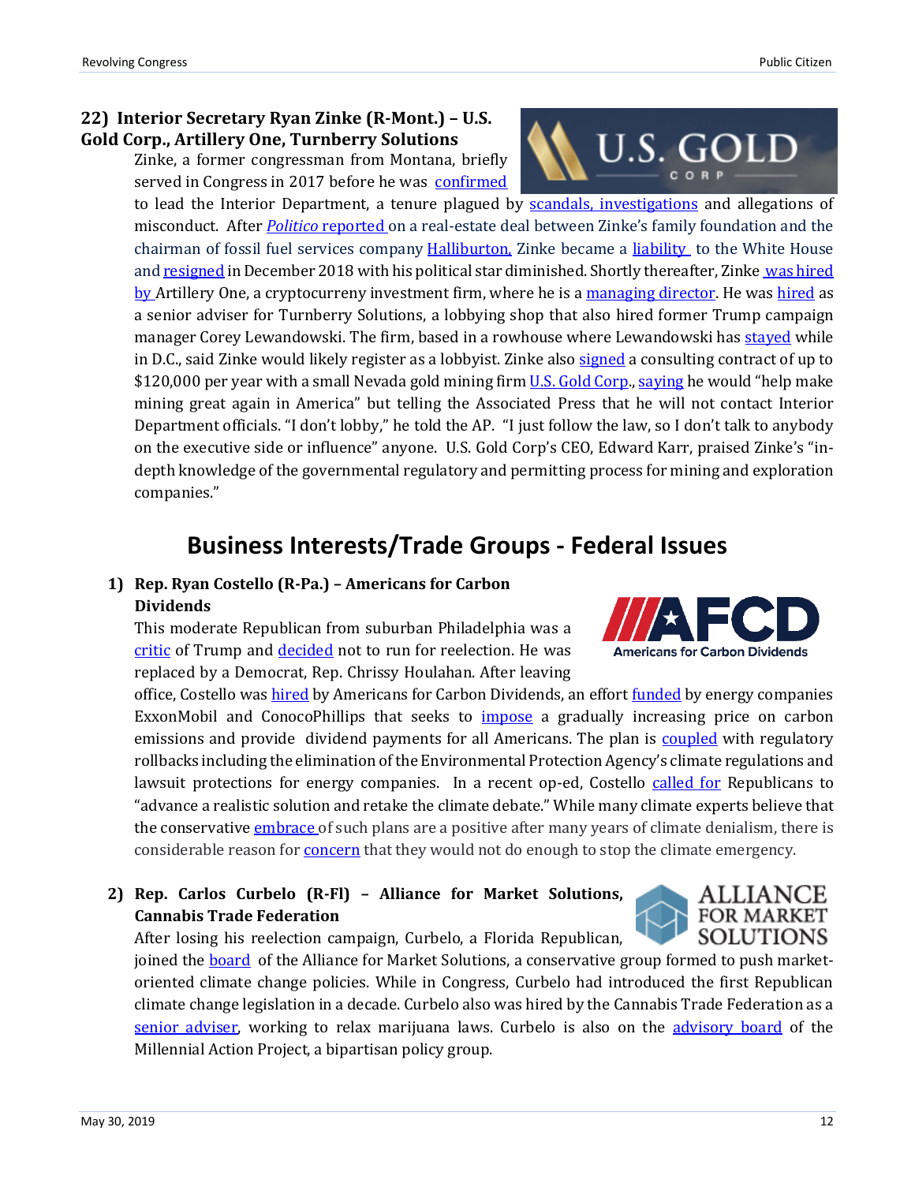**22) Interior Secretary Ryan Zinke (R-Mont.) – U.S. Gold Corp., Artillery One, Turnberry Solutions**

Zinke, a former congressman from Montana, briefly served in Congress in 2017 before he was confirmed to lead the Interior Department, a tenure plagued by scandals, investigations and allegations of misconduct. After *Politico* reported on a real-estate deal between Zinke's family foundation and the chairman of fossil fuel services company Halliburton, Zinke became a liability to the White House and resigned in December 2018 with his political star diminished. Shortly thereafter, Zinke was hired by Artillery One, a cryptocurreny investment firm, where he is a managing director. He was hired as a senior adviser for Turnberry Solutions, a lobbying shop that also hired former Trump campaign manager Corey Lewandowski. The firm, based in a rowhouse where Lewandowski has stayed while in D.C., said Zinke would likely register as a lobbyist. Zinke also signed a consulting contract of up to $120,000 per year with a small Nevada gold mining firm U.S. Gold Corp., saying he would "help make mining great again in America" but telling the Associated Press that he will not contact Interior Department officials. "I don't lobby," he told the AP. "I just follow the law, so I don't talk to anybody on the executive side or influence" anyone. U.S. Gold Corp's CEO, Edward Karr, praised Zinke's "in-depth knowledge of the governmental regulatory and permitting process for mining and exploration companies."

## Business Interests/Trade Groups - Federal Issues

1) **Rep. Ryan Costello (R-Pa.) – Americans for Carbon Dividends**

This moderate Republican from suburban Philadelphia was a critic of Trump and decided not to run for reelection. He was replaced by a Democrat, Rep. Chrissy Houlahan. After leaving office, Costello was hired by Americans for Carbon Dividends, an effort funded by energy companies ExxonMobil and ConocoPhillips that seeks to impose a gradually increasing price on carbon emissions and provide dividend payments for all Americans. The plan is coupled with regulatory rollbacks including the elimination of the Environmental Protection Agency's climate regulations and lawsuit protections for energy companies. In a recent op-ed, Costello called for Republicans to "advance a realistic solution and retake the climate debate." While many climate experts believe that the conservative embrace of such plans are a positive after many years of climate denialism, there is considerable reason for concern that they would not do enough to stop the climate emergency.

2) **Rep. Carlos Curbelo (R-Fl) – Alliance for Market Solutions, Cannabis Trade Federation**

After losing his reelection campaign, Curbelo, a Florida Republican, joined the board of the Alliance for Market Solutions, a conservative group formed to push market-oriented climate change policies. While in Congress, Curbelo had introduced the first Republican climate change legislation in a decade. Curbelo also was hired by the Cannabis Trade Federation as a senior adviser, working to relax marijuana laws. Curbelo is also on the advisory board of the Millennial Action Project, a bipartisan policy group.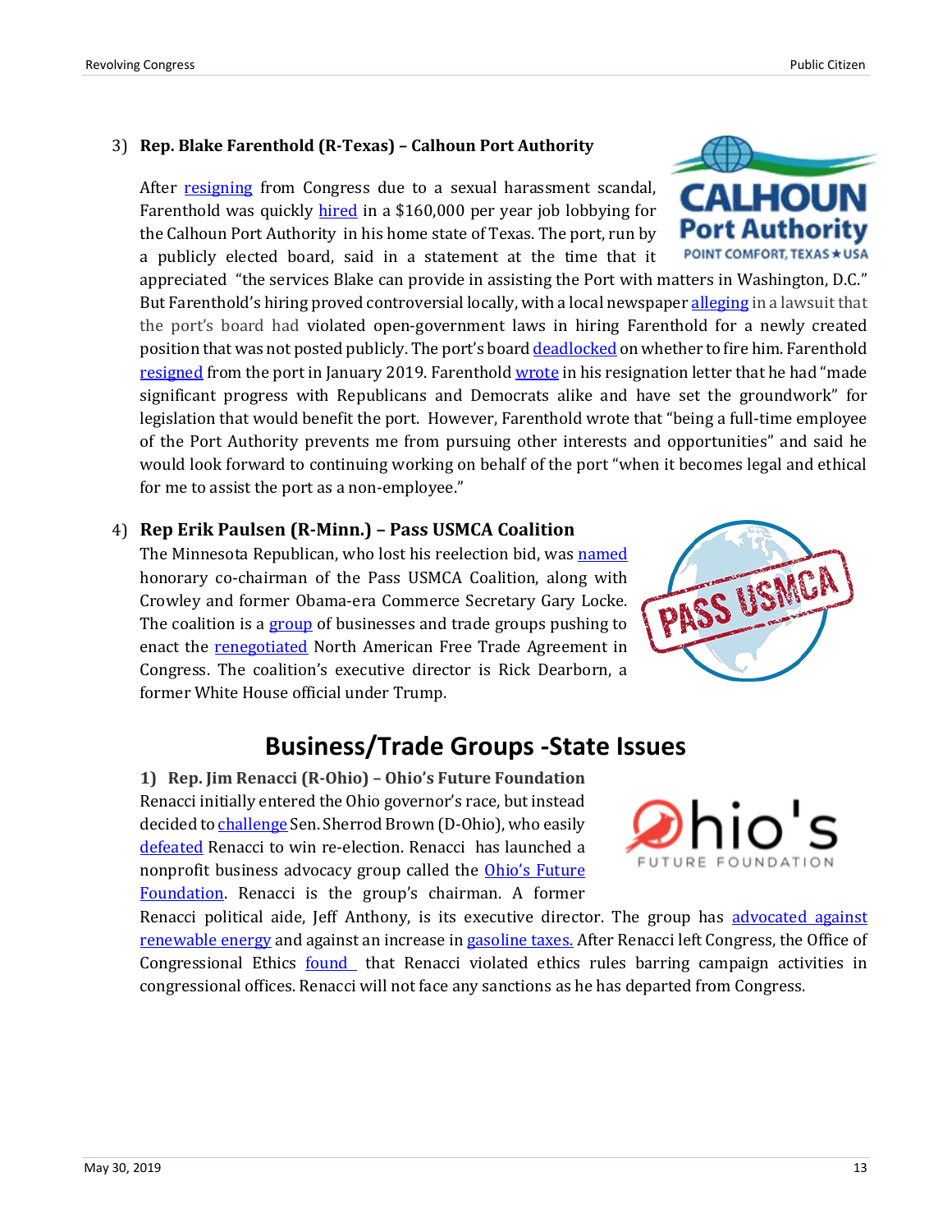3) **Rep. Blake Farenthold (R-Texas) – Calhoun Port Authority**

After resigning from Congress due to a sexual harassment scandal, Farenthold was quickly hired in a $160,000 per year job lobbying for the Calhoun Port Authority in his home state of Texas. The port, run by a publicly elected board, said in a statement at the time that it appreciated "the services Blake can provide in assisting the Port with matters in Washington, D.C." But Farenthold's hiring proved controversial locally, with a local newspaper alleging in a lawsuit that the port's board had violated open-government laws in hiring Farenthold for a newly created position that was not posted publicly. The port's board deadlocked on whether to fire him. Farenthold resigned from the port in January 2019. Farenthold wrote in his resignation letter that he had "made significant progress with Republicans and Democrats alike and have set the groundwork" for legislation that would benefit the port. However, Farenthold wrote that "being a full-time employee of the Port Authority prevents me from pursuing other interests and opportunities" and said he would look forward to continuing working on behalf of the port "when it becomes legal and ethical for me to assist the port as a non-employee."

4) **Rep Erik Paulsen (R-Minn.) – Pass USMCA Coalition**

The Minnesota Republican, who lost his reelection bid, was named honorary co-chairman of the Pass USMCA Coalition, along with Crowley and former Obama-era Commerce Secretary Gary Locke. The coalition is a group of businesses and trade groups pushing to enact the renegotiated North American Free Trade Agreement in Congress. The coalition's executive director is Rick Dearborn, a former White House official under Trump.

## Business/Trade Groups -State Issues

1) **Rep. Jim Renacci (R-Ohio) – Ohio's Future Foundation**

Renacci initially entered the Ohio governor's race, but instead decided to challenge Sen. Sherrod Brown (D-Ohio), who easily defeated Renacci to win re-election. Renacci has launched a nonprofit business advocacy group called the Ohio's Future Foundation. Renacci is the group's chairman. A former Renacci political aide, Jeff Anthony, is its executive director. The group has advocated against renewable energy and against an increase in gasoline taxes. After Renacci left Congress, the Office of Congressional Ethics found that Renacci violated ethics rules barring campaign activities in congressional offices. Renacci will not face any sanctions as he has departed from Congress.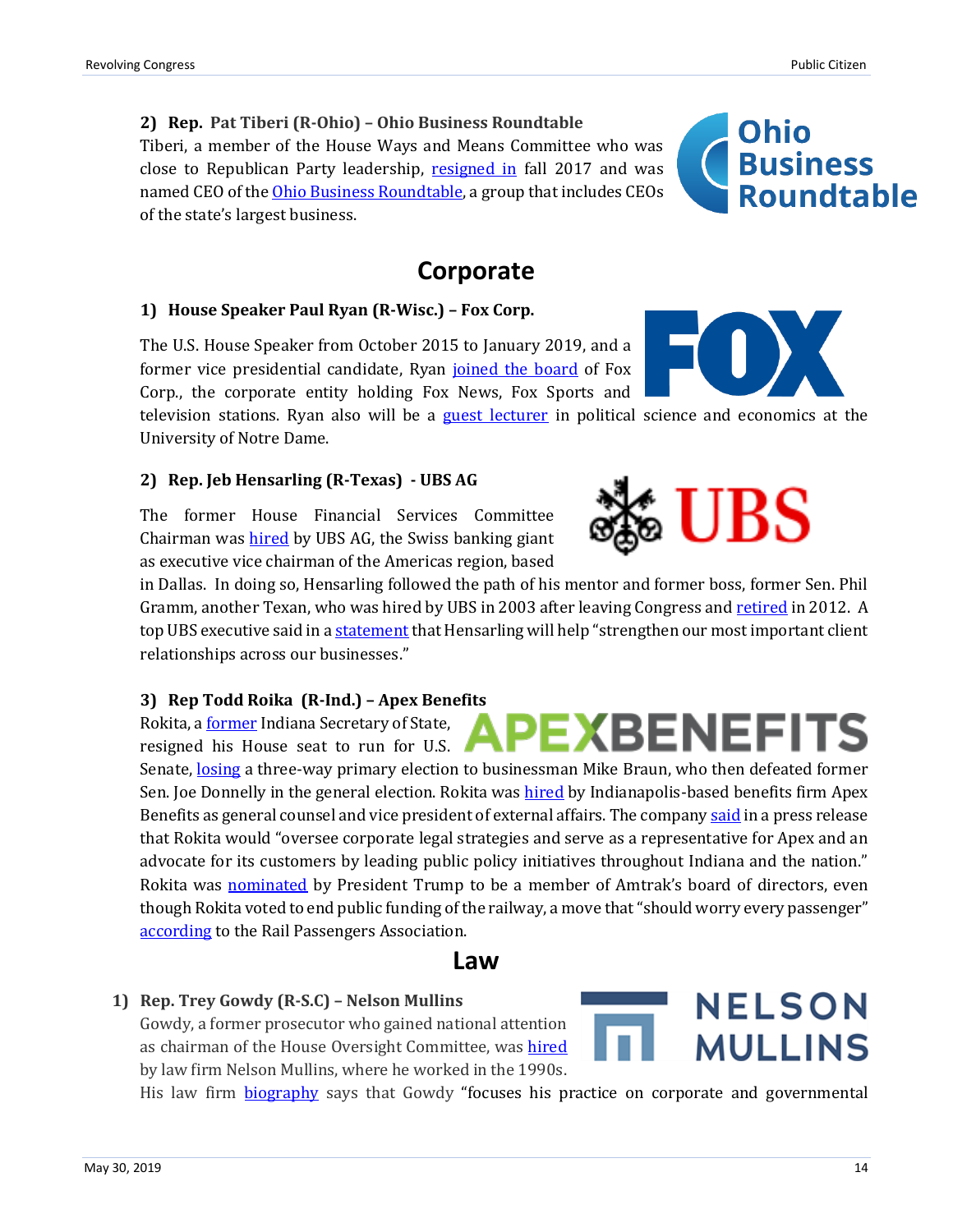**2) Rep. Pat Tiberi (R-Ohio) – Ohio Business Roundtable**

Tiberi, a member of the House Ways and Means Committee who was close to Republican Party leadership, resigned in fall 2017 and was named CEO of the Ohio Business Roundtable, a group that includes CEOs of the state's largest business.

## Corporate

**1) House Speaker Paul Ryan (R-Wisc.) – Fox Corp.**

The U.S. House Speaker from October 2015 to January 2019, and a former vice presidential candidate, Ryan joined the board of Fox Corp., the corporate entity holding Fox News, Fox Sports and television stations. Ryan also will be a guest lecturer in political science and economics at the University of Notre Dame.

**2) Rep. Jeb Hensarling (R-Texas) - UBS AG**

The former House Financial Services Committee Chairman was hired by UBS AG, the Swiss banking giant as executive vice chairman of the Americas region, based in Dallas. In doing so, Hensarling followed the path of his mentor and former boss, former Sen. Phil Gramm, another Texan, who was hired by UBS in 2003 after leaving Congress and retired in 2012. A top UBS executive said in a statement that Hensarling will help "strengthen our most important client relationships across our businesses."

**3) Rep Todd Roika (R-Ind.) – Apex Benefits**

Rokita, a former Indiana Secretary of State, resigned his House seat to run for U.S. Senate, losing a three-way primary election to businessman Mike Braun, who then defeated former Sen. Joe Donnelly in the general election. Rokita was hired by Indianapolis-based benefits firm Apex Benefits as general counsel and vice president of external affairs. The company said in a press release that Rokita would "oversee corporate legal strategies and serve as a representative for Apex and an advocate for its customers by leading public policy initiatives throughout Indiana and the nation." Rokita was nominated by President Trump to be a member of Amtrak's board of directors, even though Rokita voted to end public funding of the railway, a move that "should worry every passenger" according to the Rail Passengers Association.

## Law

**1) Rep. Trey Gowdy (R-S.C) – Nelson Mullins**

Gowdy, a former prosecutor who gained national attention as chairman of the House Oversight Committee, was hired by law firm Nelson Mullins, where he worked in the 1990s. His law firm biography says that Gowdy "focuses his practice on corporate and governmental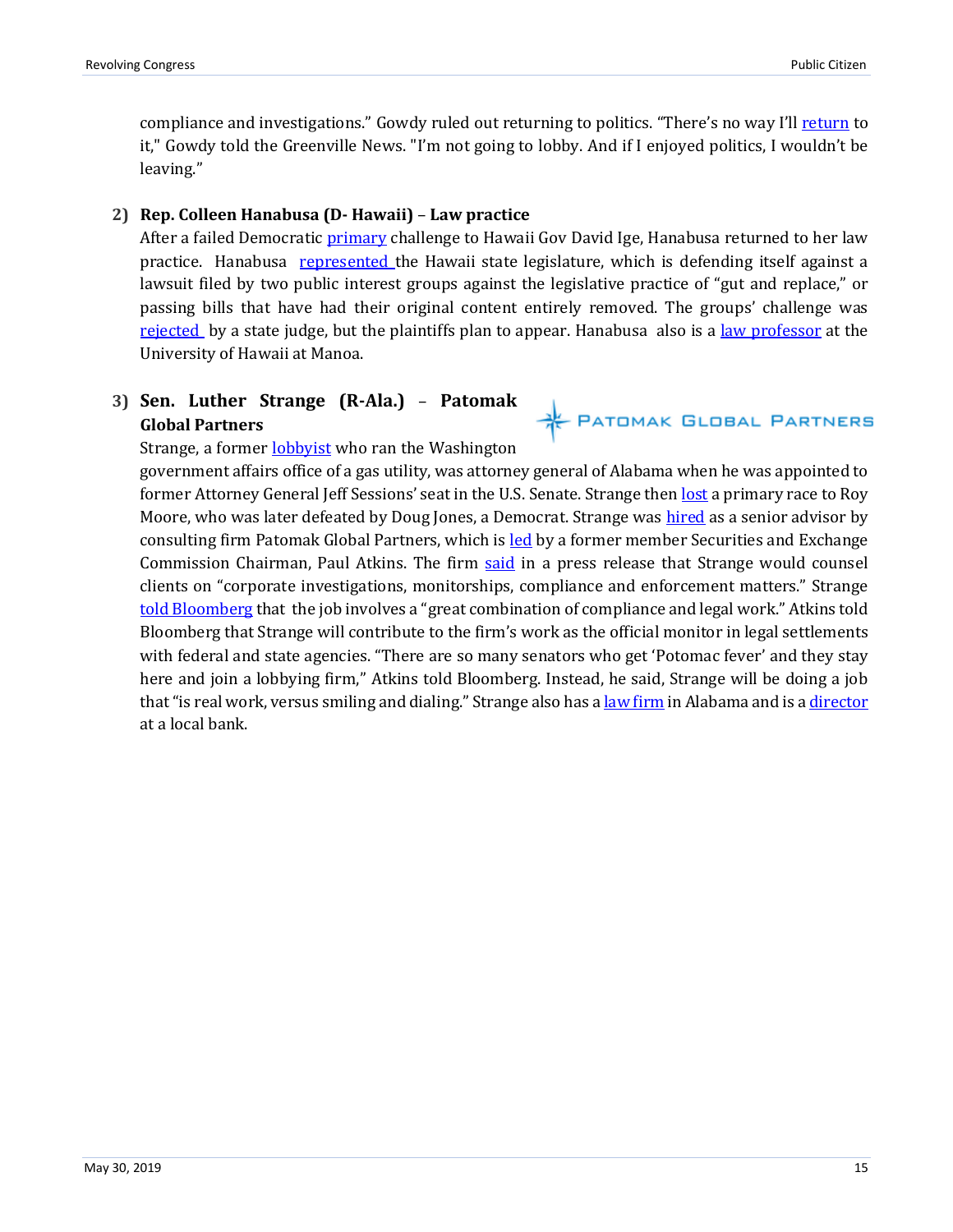compliance and investigations." Gowdy ruled out returning to politics. "There's no way I'll return to it," Gowdy told the Greenville News. "I'm not going to lobby. And if I enjoyed politics, I wouldn't be leaving."

2) **Rep. Colleen Hanabusa (D- Hawaii) – Law practice**

After a failed Democratic primary challenge to Hawaii Gov David Ige, Hanabusa returned to her law practice. Hanabusa represented the Hawaii state legislature, which is defending itself against a lawsuit filed by two public interest groups against the legislative practice of "gut and replace," or passing bills that have had their original content entirely removed. The groups' challenge was rejected by a state judge, but the plaintiffs plan to appear. Hanabusa also is a law professor at the University of Hawaii at Manoa.

3) **Sen. Luther Strange (R-Ala.) – Patomak Global Partners**

PATOMAK GLOBAL PARTNERS

Strange, a former lobbyist who ran the Washington government affairs office of a gas utility, was attorney general of Alabama when he was appointed to former Attorney General Jeff Sessions' seat in the U.S. Senate. Strange then lost a primary race to Roy Moore, who was later defeated by Doug Jones, a Democrat. Strange was hired as a senior advisor by consulting firm Patomak Global Partners, which is led by a former member Securities and Exchange Commission Chairman, Paul Atkins. The firm said in a press release that Strange would counsel clients on "corporate investigations, monitorships, compliance and enforcement matters." Strange told Bloomberg that the job involves a "great combination of compliance and legal work." Atkins told Bloomberg that Strange will contribute to the firm's work as the official monitor in legal settlements with federal and state agencies. "There are so many senators who get 'Potomac fever' and they stay here and join a lobbying firm," Atkins told Bloomberg. Instead, he said, Strange will be doing a job that "is real work, versus smiling and dialing." Strange also has a law firm in Alabama and is a director at a local bank.